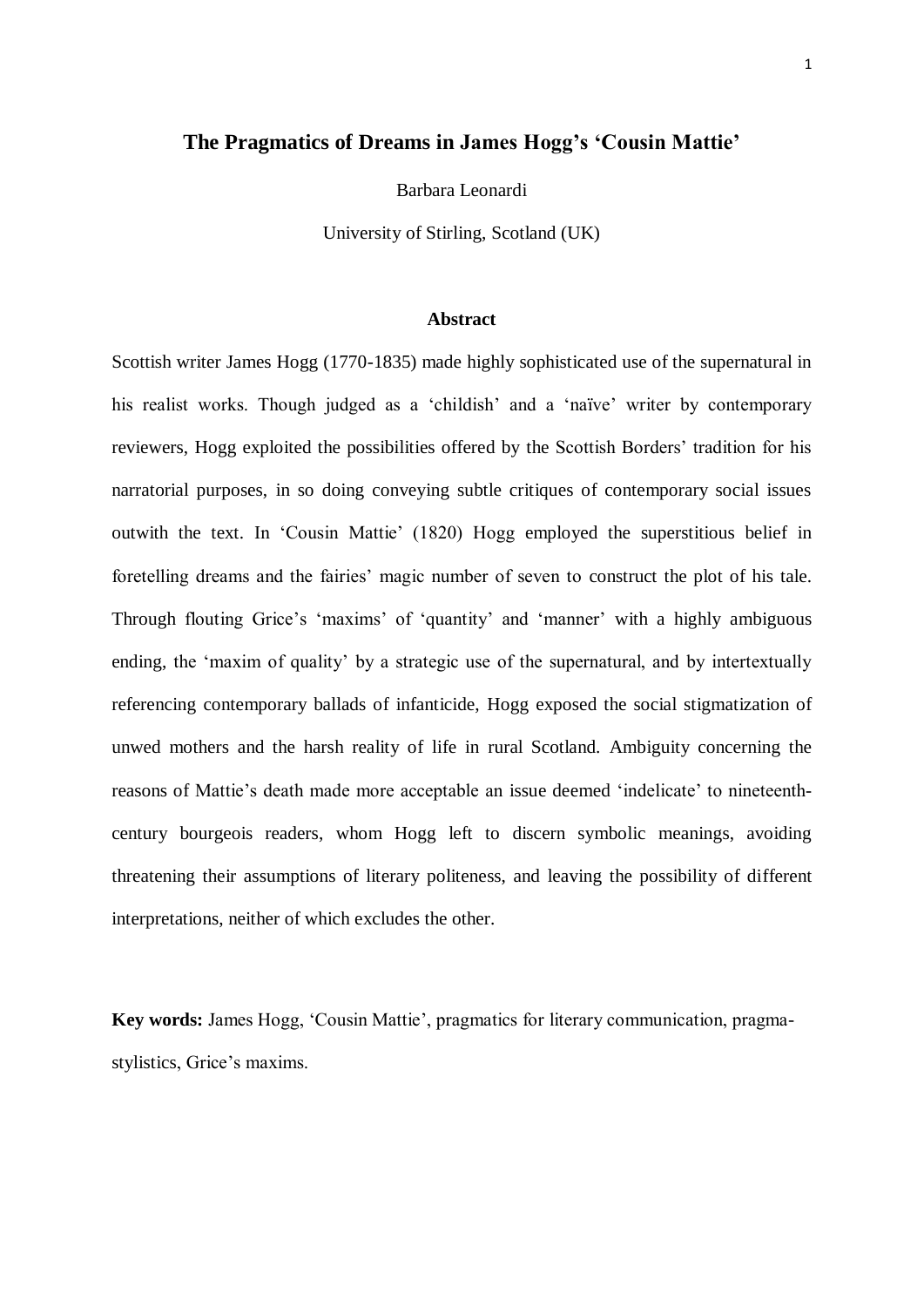# The Pragmatics of Dreams in James Hogg's 'Cousin Mattie'

Barbara Leonardi

University of Stirling, Scotland (UK)

## Abstract

Scottish writer James Hogg (1770-1835) made highly sophisticated use of the supernatural in his realist works. Though judged as a 'childish' and a 'naïve' writer by contemporary reviewers, Hogg exploited the possibilities offered by the Scottish Borders' tradition for his narratorial purposes, in so doing conveying subtle critiques of contemporary social issues outwith the text. In 'Cousin Mattie' (1820) Hogg employed the superstitious belief in foretelling dreams and the fairies' magic number of seven to construct the plot of his tale. Through flouting Grice's 'maxims' of 'quantity' and 'manner' with a highly ambiguous ending, the 'maxim of quality' by a strategic use of the supernatural, and by intertextually referencing contemporary ballads of infanticide, Hogg exposed the social stigmatization of unwed mothers and the harsh reality of life in rural Scotland. Ambiguity concerning the reasons of Mattie's death made more acceptable an issue deemed 'indelicate' to nineteenth-century bourgeois readers, whom Hogg left to discern symbolic meanings, avoiding threatening their assumptions of literary politeness, and leaving the possibility of different interpretations, neither of which excludes the other.

**Key words:** James Hogg, 'Cousin Mattie', pragmatics for literary communication, pragma-stylistics, Grice's maxims.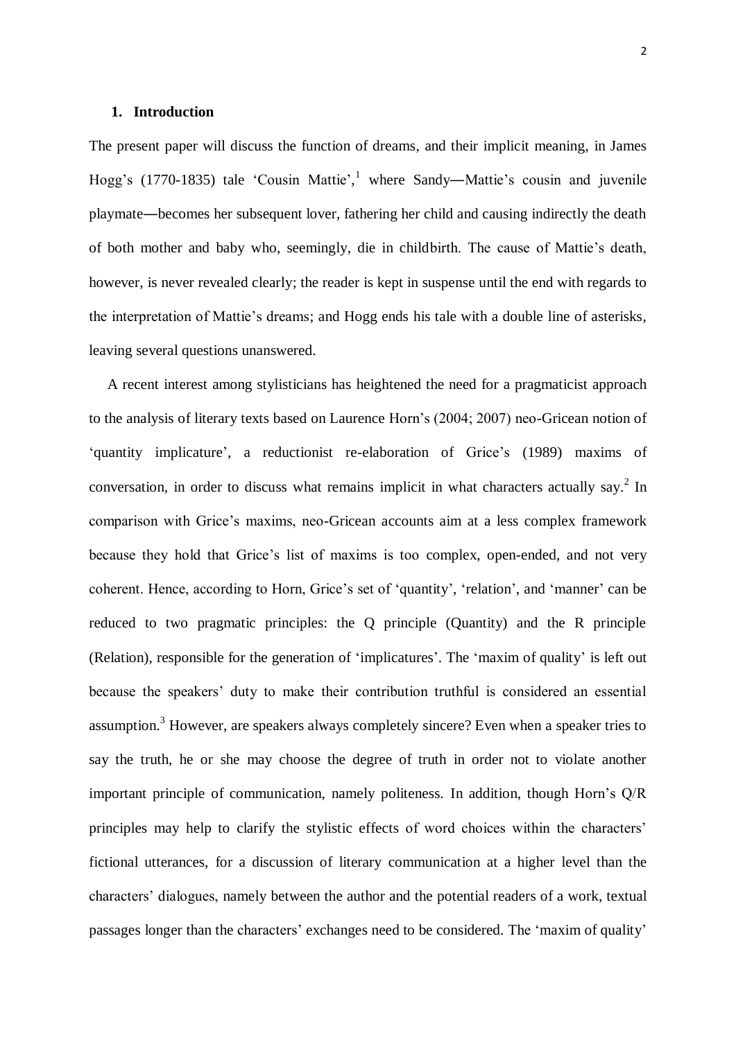## 1. Introduction

The present paper will discuss the function of dreams, and their implicit meaning, in James Hogg's (1770-1835) tale 'Cousin Mattie',[1] where Sandy—Mattie's cousin and juvenile playmate—becomes her subsequent lover, fathering her child and causing indirectly the death of both mother and baby who, seemingly, die in childbirth. The cause of Mattie's death, however, is never revealed clearly; the reader is kept in suspense until the end with regards to the interpretation of Mattie's dreams; and Hogg ends his tale with a double line of asterisks, leaving several questions unanswered.

A recent interest among stylisticians has heightened the need for a pragmaticist approach to the analysis of literary texts based on Laurence Horn's (2004; 2007) neo-Gricean notion of 'quantity implicature', a reductionist re-elaboration of Grice's (1989) maxims of conversation, in order to discuss what remains implicit in what characters actually say.[2] In comparison with Grice's maxims, neo-Gricean accounts aim at a less complex framework because they hold that Grice's list of maxims is too complex, open-ended, and not very coherent. Hence, according to Horn, Grice's set of 'quantity', 'relation', and 'manner' can be reduced to two pragmatic principles: the Q principle (Quantity) and the R principle (Relation), responsible for the generation of 'implicatures'. The 'maxim of quality' is left out because the speakers' duty to make their contribution truthful is considered an essential assumption.[3] However, are speakers always completely sincere? Even when a speaker tries to say the truth, he or she may choose the degree of truth in order not to violate another important principle of communication, namely politeness. In addition, though Horn's Q/R principles may help to clarify the stylistic effects of word choices within the characters' fictional utterances, for a discussion of literary communication at a higher level than the characters' dialogues, namely between the author and the potential readers of a work, textual passages longer than the characters' exchanges need to be considered. The 'maxim of quality'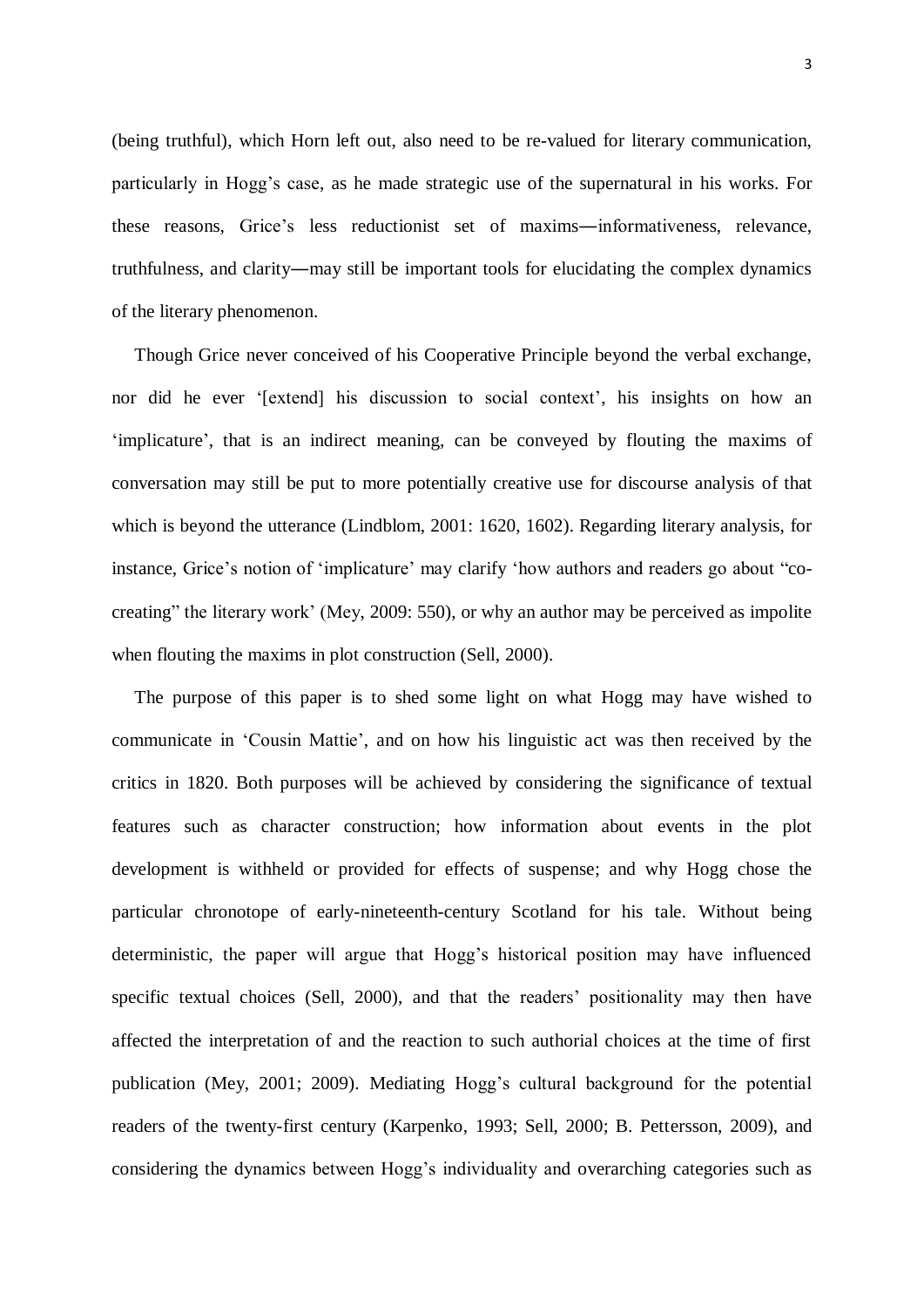(being truthful), which Horn left out, also need to be re-valued for literary communication, particularly in Hogg's case, as he made strategic use of the supernatural in his works. For these reasons, Grice's less reductionist set of maxims—informativeness, relevance, truthfulness, and clarity—may still be important tools for elucidating the complex dynamics of the literary phenomenon.

Though Grice never conceived of his Cooperative Principle beyond the verbal exchange, nor did he ever '[extend] his discussion to social context', his insights on how an 'implicature', that is an indirect meaning, can be conveyed by flouting the maxims of conversation may still be put to more potentially creative use for discourse analysis of that which is beyond the utterance (Lindblom, 2001: 1620, 1602). Regarding literary analysis, for instance, Grice's notion of 'implicature' may clarify 'how authors and readers go about "co-creating" the literary work' (Mey, 2009: 550), or why an author may be perceived as impolite when flouting the maxims in plot construction (Sell, 2000).

The purpose of this paper is to shed some light on what Hogg may have wished to communicate in 'Cousin Mattie', and on how his linguistic act was then received by the critics in 1820. Both purposes will be achieved by considering the significance of textual features such as character construction; how information about events in the plot development is withheld or provided for effects of suspense; and why Hogg chose the particular chronotope of early-nineteenth-century Scotland for his tale. Without being deterministic, the paper will argue that Hogg's historical position may have influenced specific textual choices (Sell, 2000), and that the readers' positionality may then have affected the interpretation of and the reaction to such authorial choices at the time of first publication (Mey, 2001; 2009). Mediating Hogg's cultural background for the potential readers of the twenty-first century (Karpenko, 1993; Sell, 2000; B. Pettersson, 2009), and considering the dynamics between Hogg's individuality and overarching categories such as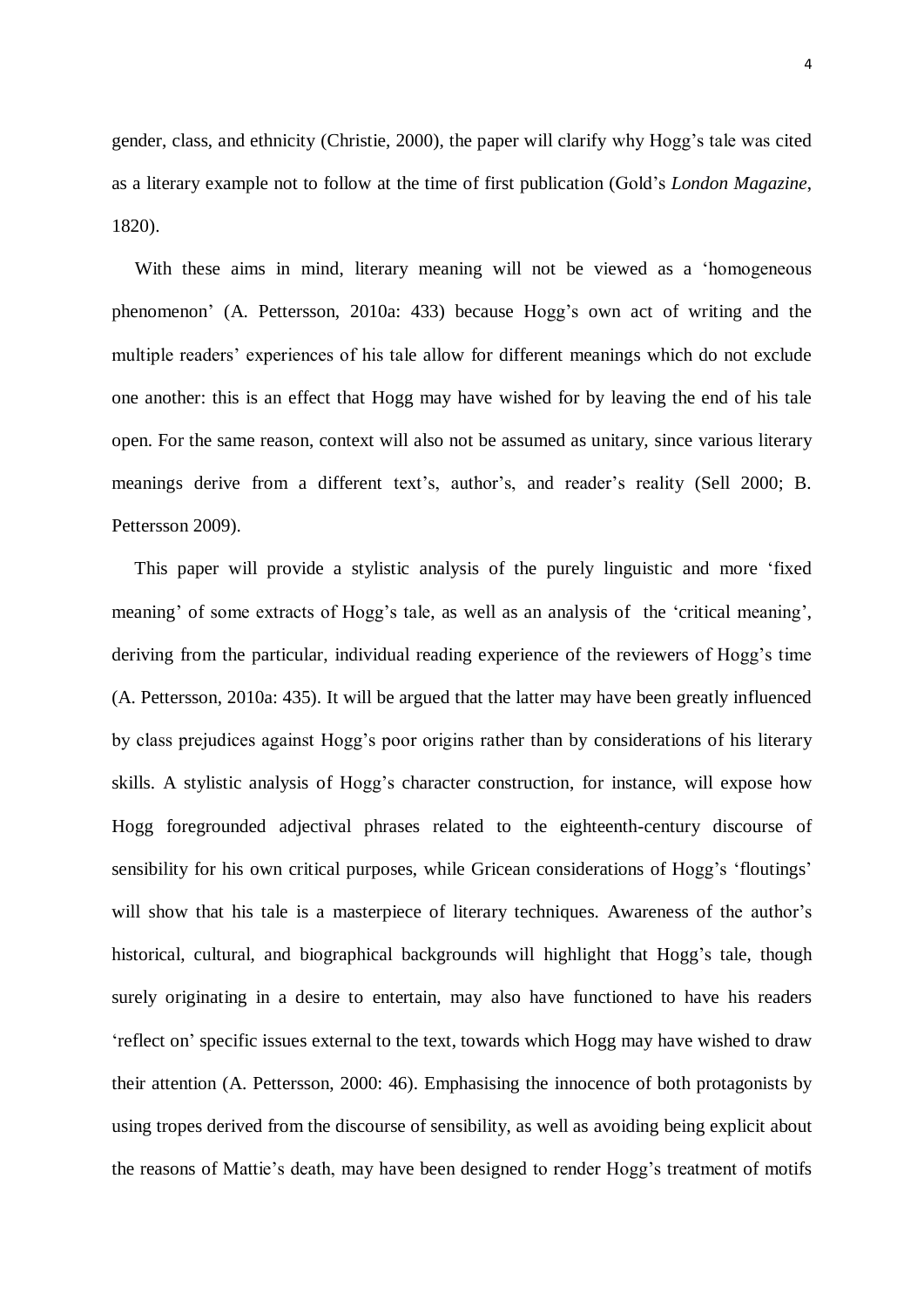gender, class, and ethnicity (Christie, 2000), the paper will clarify why Hogg's tale was cited as a literary example not to follow at the time of first publication (Gold's *London Magazine*, 1820).

With these aims in mind, literary meaning will not be viewed as a 'homogeneous phenomenon' (A. Pettersson, 2010a: 433) because Hogg's own act of writing and the multiple readers' experiences of his tale allow for different meanings which do not exclude one another: this is an effect that Hogg may have wished for by leaving the end of his tale open. For the same reason, context will also not be assumed as unitary, since various literary meanings derive from a different text's, author's, and reader's reality (Sell 2000; B. Pettersson 2009).

This paper will provide a stylistic analysis of the purely linguistic and more 'fixed meaning' of some extracts of Hogg's tale, as well as an analysis of the 'critical meaning', deriving from the particular, individual reading experience of the reviewers of Hogg's time (A. Pettersson, 2010a: 435). It will be argued that the latter may have been greatly influenced by class prejudices against Hogg's poor origins rather than by considerations of his literary skills. A stylistic analysis of Hogg's character construction, for instance, will expose how Hogg foregrounded adjectival phrases related to the eighteenth-century discourse of sensibility for his own critical purposes, while Gricean considerations of Hogg's 'floutings' will show that his tale is a masterpiece of literary techniques. Awareness of the author's historical, cultural, and biographical backgrounds will highlight that Hogg's tale, though surely originating in a desire to entertain, may also have functioned to have his readers 'reflect on' specific issues external to the text, towards which Hogg may have wished to draw their attention (A. Pettersson, 2000: 46). Emphasising the innocence of both protagonists by using tropes derived from the discourse of sensibility, as well as avoiding being explicit about the reasons of Mattie's death, may have been designed to render Hogg's treatment of motifs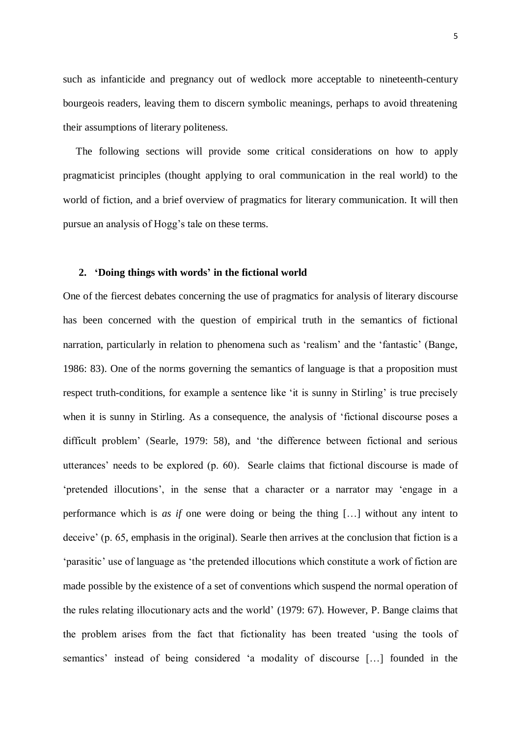such as infanticide and pregnancy out of wedlock more acceptable to nineteenth-century bourgeois readers, leaving them to discern symbolic meanings, perhaps to avoid threatening their assumptions of literary politeness.

The following sections will provide some critical considerations on how to apply pragmaticist principles (thought applying to oral communication in the real world) to the world of fiction, and a brief overview of pragmatics for literary communication. It will then pursue an analysis of Hogg's tale on these terms.

## 2. 'Doing things with words' in the fictional world

One of the fiercest debates concerning the use of pragmatics for analysis of literary discourse has been concerned with the question of empirical truth in the semantics of fictional narration, particularly in relation to phenomena such as 'realism' and the 'fantastic' (Bange, 1986: 83). One of the norms governing the semantics of language is that a proposition must respect truth-conditions, for example a sentence like 'it is sunny in Stirling' is true precisely when it is sunny in Stirling. As a consequence, the analysis of 'fictional discourse poses a difficult problem' (Searle, 1979: 58), and 'the difference between fictional and serious utterances' needs to be explored (p. 60). Searle claims that fictional discourse is made of 'pretended illocutions', in the sense that a character or a narrator may 'engage in a performance which is *as if* one were doing or being the thing […] without any intent to deceive' (p. 65, emphasis in the original). Searle then arrives at the conclusion that fiction is a 'parasitic' use of language as 'the pretended illocutions which constitute a work of fiction are made possible by the existence of a set of conventions which suspend the normal operation of the rules relating illocutionary acts and the world' (1979: 67). However, P. Bange claims that the problem arises from the fact that fictionality has been treated 'using the tools of semantics' instead of being considered 'a modality of discourse […] founded in the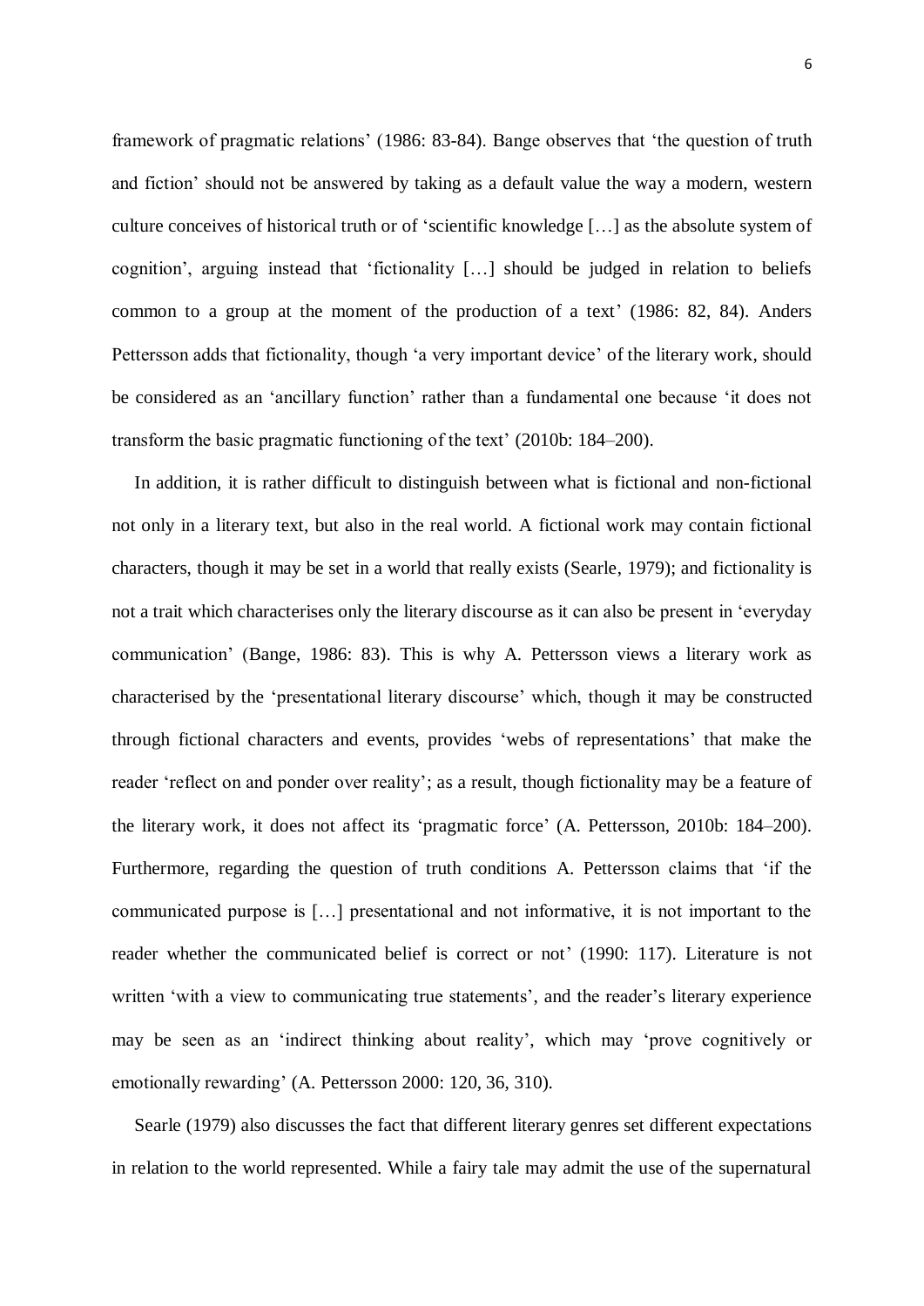framework of pragmatic relations' (1986: 83-84). Bange observes that 'the question of truth and fiction' should not be answered by taking as a default value the way a modern, western culture conceives of historical truth or of 'scientific knowledge […] as the absolute system of cognition', arguing instead that 'fictionality […] should be judged in relation to beliefs common to a group at the moment of the production of a text' (1986: 82, 84). Anders Pettersson adds that fictionality, though 'a very important device' of the literary work, should be considered as an 'ancillary function' rather than a fundamental one because 'it does not transform the basic pragmatic functioning of the text' (2010b: 184–200).

In addition, it is rather difficult to distinguish between what is fictional and non-fictional not only in a literary text, but also in the real world. A fictional work may contain fictional characters, though it may be set in a world that really exists (Searle, 1979); and fictionality is not a trait which characterises only the literary discourse as it can also be present in 'everyday communication' (Bange, 1986: 83). This is why A. Pettersson views a literary work as characterised by the 'presentational literary discourse' which, though it may be constructed through fictional characters and events, provides 'webs of representations' that make the reader 'reflect on and ponder over reality'; as a result, though fictionality may be a feature of the literary work, it does not affect its 'pragmatic force' (A. Pettersson, 2010b: 184–200). Furthermore, regarding the question of truth conditions A. Pettersson claims that 'if the communicated purpose is […] presentational and not informative, it is not important to the reader whether the communicated belief is correct or not' (1990: 117). Literature is not written 'with a view to communicating true statements', and the reader's literary experience may be seen as an 'indirect thinking about reality', which may 'prove cognitively or emotionally rewarding' (A. Pettersson 2000: 120, 36, 310).

Searle (1979) also discusses the fact that different literary genres set different expectations in relation to the world represented. While a fairy tale may admit the use of the supernatural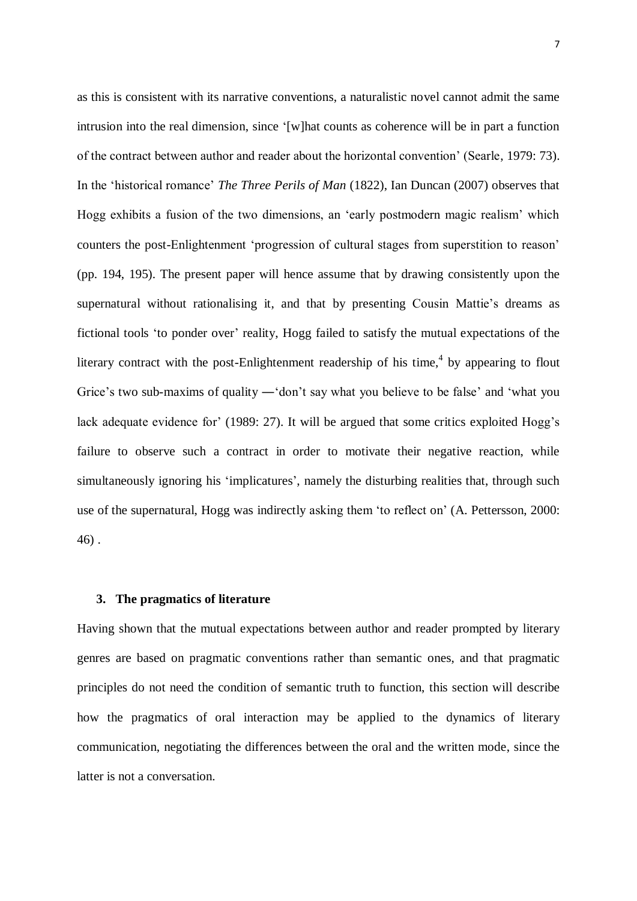as this is consistent with its narrative conventions, a naturalistic novel cannot admit the same intrusion into the real dimension, since '[w]hat counts as coherence will be in part a function of the contract between author and reader about the horizontal convention' (Searle, 1979: 73). In the 'historical romance' *The Three Perils of Man* (1822), Ian Duncan (2007) observes that Hogg exhibits a fusion of the two dimensions, an 'early postmodern magic realism' which counters the post-Enlightenment 'progression of cultural stages from superstition to reason' (pp. 194, 195). The present paper will hence assume that by drawing consistently upon the supernatural without rationalising it, and that by presenting Cousin Mattie's dreams as fictional tools 'to ponder over' reality, Hogg failed to satisfy the mutual expectations of the literary contract with the post-Enlightenment readership of his time,[4] by appearing to flout Grice's two sub-maxims of quality ―'don't say what you believe to be false' and 'what you lack adequate evidence for' (1989: 27). It will be argued that some critics exploited Hogg's failure to observe such a contract in order to motivate their negative reaction, while simultaneously ignoring his 'implicatures', namely the disturbing realities that, through such use of the supernatural, Hogg was indirectly asking them 'to reflect on' (A. Pettersson, 2000: 46) .

## 3. The pragmatics of literature

Having shown that the mutual expectations between author and reader prompted by literary genres are based on pragmatic conventions rather than semantic ones, and that pragmatic principles do not need the condition of semantic truth to function, this section will describe how the pragmatics of oral interaction may be applied to the dynamics of literary communication, negotiating the differences between the oral and the written mode, since the latter is not a conversation.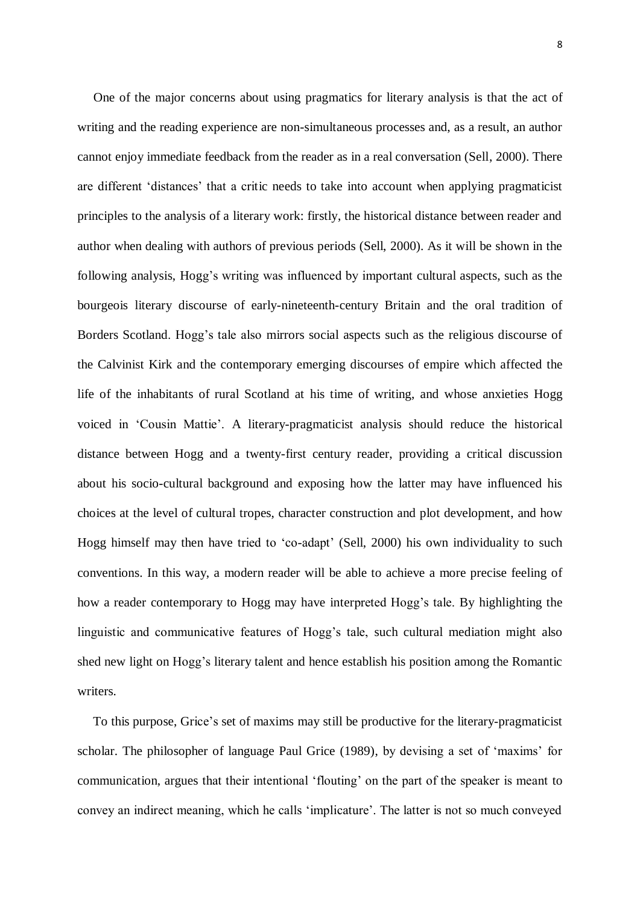One of the major concerns about using pragmatics for literary analysis is that the act of writing and the reading experience are non-simultaneous processes and, as a result, an author cannot enjoy immediate feedback from the reader as in a real conversation (Sell, 2000). There are different 'distances' that a critic needs to take into account when applying pragmaticist principles to the analysis of a literary work: firstly, the historical distance between reader and author when dealing with authors of previous periods (Sell, 2000). As it will be shown in the following analysis, Hogg's writing was influenced by important cultural aspects, such as the bourgeois literary discourse of early-nineteenth-century Britain and the oral tradition of Borders Scotland. Hogg's tale also mirrors social aspects such as the religious discourse of the Calvinist Kirk and the contemporary emerging discourses of empire which affected the life of the inhabitants of rural Scotland at his time of writing, and whose anxieties Hogg voiced in 'Cousin Mattie'. A literary-pragmaticist analysis should reduce the historical distance between Hogg and a twenty-first century reader, providing a critical discussion about his socio-cultural background and exposing how the latter may have influenced his choices at the level of cultural tropes, character construction and plot development, and how Hogg himself may then have tried to 'co-adapt' (Sell, 2000) his own individuality to such conventions. In this way, a modern reader will be able to achieve a more precise feeling of how a reader contemporary to Hogg may have interpreted Hogg's tale. By highlighting the linguistic and communicative features of Hogg's tale, such cultural mediation might also shed new light on Hogg's literary talent and hence establish his position among the Romantic writers.

To this purpose, Grice's set of maxims may still be productive for the literary-pragmaticist scholar. The philosopher of language Paul Grice (1989), by devising a set of 'maxims' for communication, argues that their intentional 'flouting' on the part of the speaker is meant to convey an indirect meaning, which he calls 'implicature'. The latter is not so much conveyed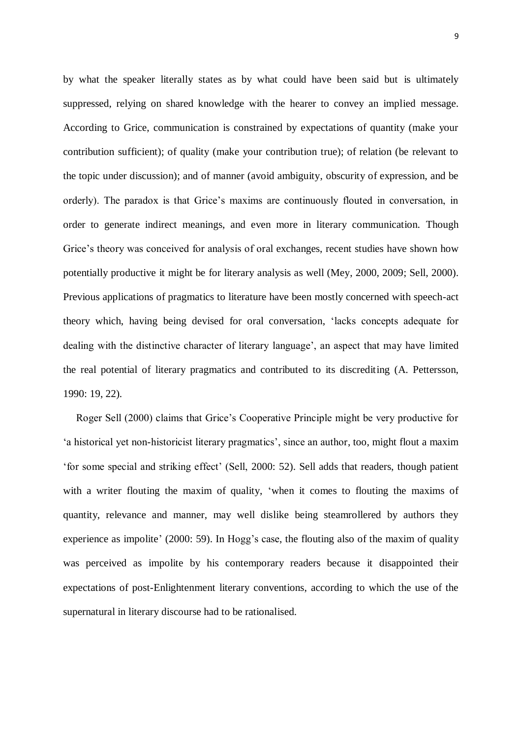by what the speaker literally states as by what could have been said but is ultimately suppressed, relying on shared knowledge with the hearer to convey an implied message. According to Grice, communication is constrained by expectations of quantity (make your contribution sufficient); of quality (make your contribution true); of relation (be relevant to the topic under discussion); and of manner (avoid ambiguity, obscurity of expression, and be orderly). The paradox is that Grice's maxims are continuously flouted in conversation, in order to generate indirect meanings, and even more in literary communication. Though Grice's theory was conceived for analysis of oral exchanges, recent studies have shown how potentially productive it might be for literary analysis as well (Mey, 2000, 2009; Sell, 2000). Previous applications of pragmatics to literature have been mostly concerned with speech-act theory which, having being devised for oral conversation, 'lacks concepts adequate for dealing with the distinctive character of literary language', an aspect that may have limited the real potential of literary pragmatics and contributed to its discrediting (A. Pettersson, 1990: 19, 22).

Roger Sell (2000) claims that Grice's Cooperative Principle might be very productive for 'a historical yet non-historicist literary pragmatics', since an author, too, might flout a maxim 'for some special and striking effect' (Sell, 2000: 52). Sell adds that readers, though patient with a writer flouting the maxim of quality, 'when it comes to flouting the maxims of quantity, relevance and manner, may well dislike being steamrollered by authors they experience as impolite' (2000: 59). In Hogg's case, the flouting also of the maxim of quality was perceived as impolite by his contemporary readers because it disappointed their expectations of post-Enlightenment literary conventions, according to which the use of the supernatural in literary discourse had to be rationalised.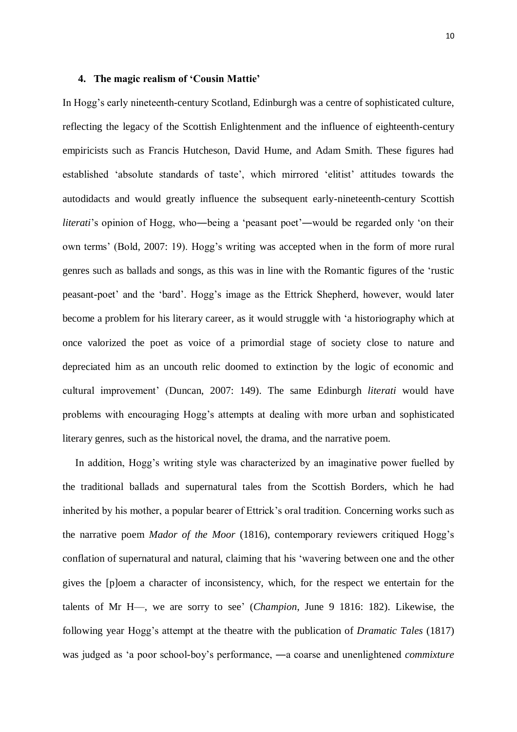## 4. The magic realism of 'Cousin Mattie'

In Hogg's early nineteenth-century Scotland, Edinburgh was a centre of sophisticated culture, reflecting the legacy of the Scottish Enlightenment and the influence of eighteenth-century empiricists such as Francis Hutcheson, David Hume, and Adam Smith. These figures had established 'absolute standards of taste', which mirrored 'elitist' attitudes towards the autodidacts and would greatly influence the subsequent early-nineteenth-century Scottish *literati*'s opinion of Hogg, who—being a 'peasant poet'—would be regarded only 'on their own terms' (Bold, 2007: 19). Hogg's writing was accepted when in the form of more rural genres such as ballads and songs, as this was in line with the Romantic figures of the 'rustic peasant-poet' and the 'bard'. Hogg's image as the Ettrick Shepherd, however, would later become a problem for his literary career, as it would struggle with 'a historiography which at once valorized the poet as voice of a primordial stage of society close to nature and depreciated him as an uncouth relic doomed to extinction by the logic of economic and cultural improvement' (Duncan, 2007: 149). The same Edinburgh *literati* would have problems with encouraging Hogg's attempts at dealing with more urban and sophisticated literary genres, such as the historical novel, the drama, and the narrative poem.

In addition, Hogg's writing style was characterized by an imaginative power fuelled by the traditional ballads and supernatural tales from the Scottish Borders, which he had inherited by his mother, a popular bearer of Ettrick's oral tradition. Concerning works such as the narrative poem *Mador of the Moor* (1816), contemporary reviewers critiqued Hogg's conflation of supernatural and natural, claiming that his 'wavering between one and the other gives the [p]oem a character of inconsistency, which, for the respect we entertain for the talents of Mr H—, we are sorry to see' (*Champion*, June 9 1816: 182). Likewise, the following year Hogg's attempt at the theatre with the publication of *Dramatic Tales* (1817) was judged as 'a poor school-boy's performance, —a coarse and unenlightened *commixture*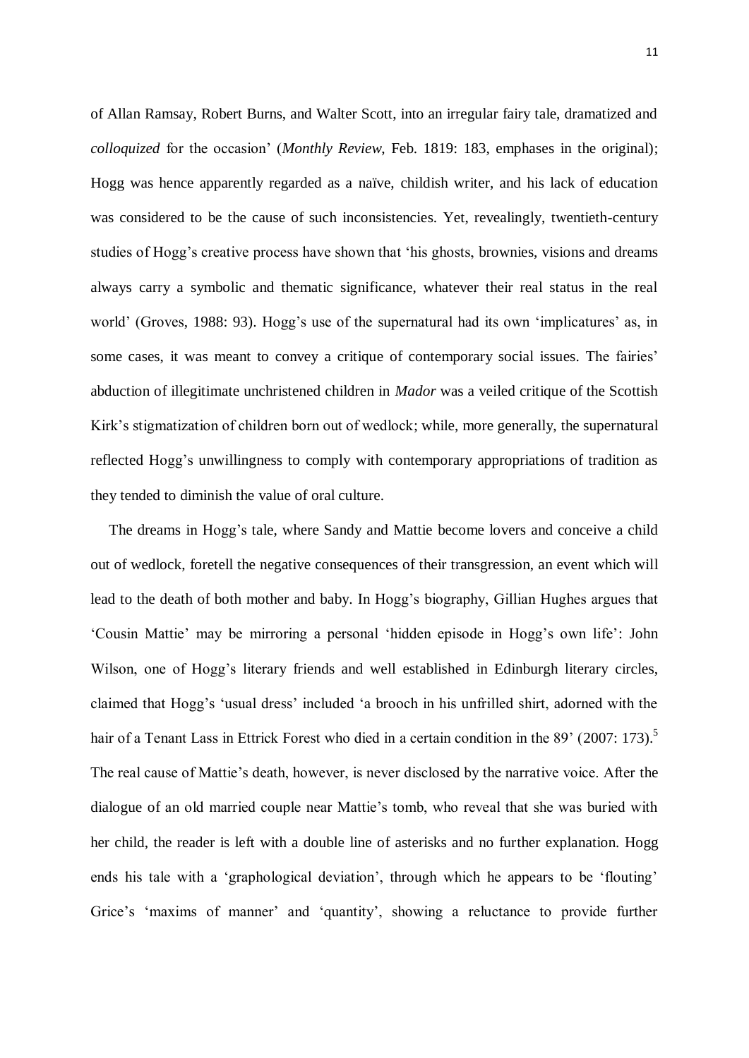of Allan Ramsay, Robert Burns, and Walter Scott, into an irregular fairy tale, dramatized and *colloquized* for the occasion' (*Monthly Review*, Feb. 1819: 183, emphases in the original); Hogg was hence apparently regarded as a naïve, childish writer, and his lack of education was considered to be the cause of such inconsistencies. Yet, revealingly, twentieth-century studies of Hogg's creative process have shown that 'his ghosts, brownies, visions and dreams always carry a symbolic and thematic significance, whatever their real status in the real world' (Groves, 1988: 93). Hogg's use of the supernatural had its own 'implicatures' as, in some cases, it was meant to convey a critique of contemporary social issues. The fairies' abduction of illegitimate unchristened children in *Mador* was a veiled critique of the Scottish Kirk's stigmatization of children born out of wedlock; while, more generally, the supernatural reflected Hogg's unwillingness to comply with contemporary appropriations of tradition as they tended to diminish the value of oral culture.

The dreams in Hogg's tale, where Sandy and Mattie become lovers and conceive a child out of wedlock, foretell the negative consequences of their transgression, an event which will lead to the death of both mother and baby. In Hogg's biography, Gillian Hughes argues that 'Cousin Mattie' may be mirroring a personal 'hidden episode in Hogg's own life': John Wilson, one of Hogg's literary friends and well established in Edinburgh literary circles, claimed that Hogg's 'usual dress' included 'a brooch in his unfrilled shirt, adorned with the hair of a Tenant Lass in Ettrick Forest who died in a certain condition in the 89' (2007: 173).[5] The real cause of Mattie's death, however, is never disclosed by the narrative voice. After the dialogue of an old married couple near Mattie's tomb, who reveal that she was buried with her child, the reader is left with a double line of asterisks and no further explanation. Hogg ends his tale with a 'graphological deviation', through which he appears to be 'flouting' Grice's 'maxims of manner' and 'quantity', showing a reluctance to provide further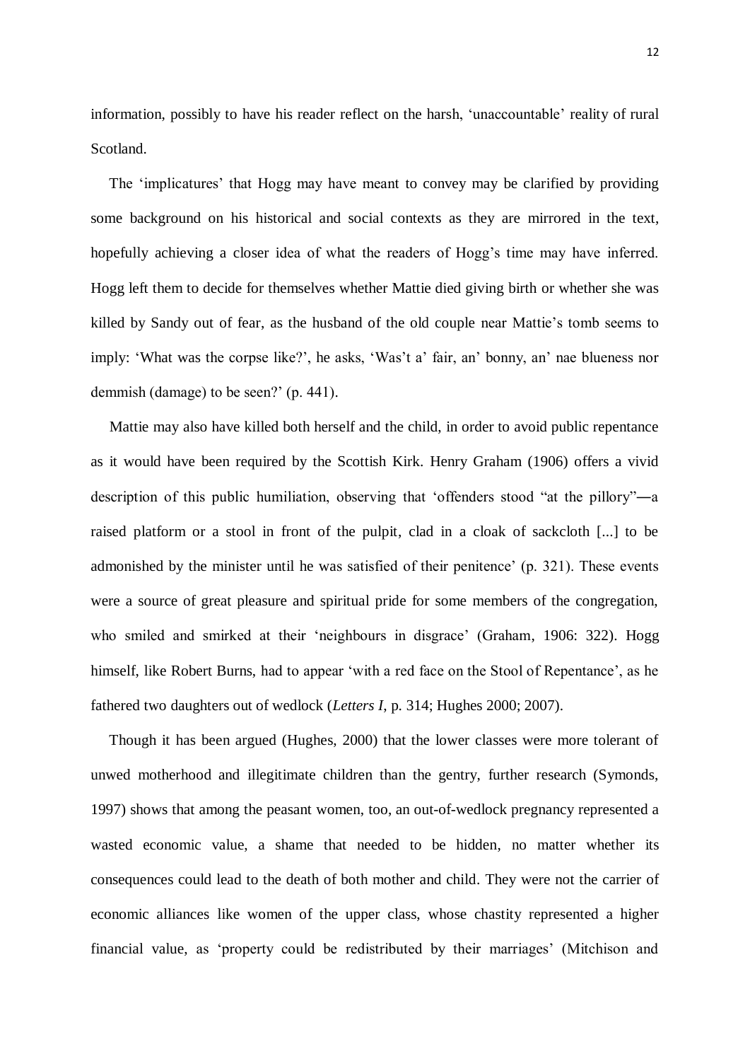information, possibly to have his reader reflect on the harsh, 'unaccountable' reality of rural Scotland.

The 'implicatures' that Hogg may have meant to convey may be clarified by providing some background on his historical and social contexts as they are mirrored in the text, hopefully achieving a closer idea of what the readers of Hogg's time may have inferred. Hogg left them to decide for themselves whether Mattie died giving birth or whether she was killed by Sandy out of fear, as the husband of the old couple near Mattie's tomb seems to imply: 'What was the corpse like?', he asks, 'Was't a' fair, an' bonny, an' nae blueness nor demmish (damage) to be seen?' (p. 441).

Mattie may also have killed both herself and the child, in order to avoid public repentance as it would have been required by the Scottish Kirk. Henry Graham (1906) offers a vivid description of this public humiliation, observing that 'offenders stood "at the pillory"―a raised platform or a stool in front of the pulpit, clad in a cloak of sackcloth [...] to be admonished by the minister until he was satisfied of their penitence' (p. 321). These events were a source of great pleasure and spiritual pride for some members of the congregation, who smiled and smirked at their 'neighbours in disgrace' (Graham, 1906: 322). Hogg himself, like Robert Burns, had to appear 'with a red face on the Stool of Repentance', as he fathered two daughters out of wedlock (*Letters I*, p. 314; Hughes 2000; 2007).

Though it has been argued (Hughes, 2000) that the lower classes were more tolerant of unwed motherhood and illegitimate children than the gentry, further research (Symonds, 1997) shows that among the peasant women, too, an out-of-wedlock pregnancy represented a wasted economic value, a shame that needed to be hidden, no matter whether its consequences could lead to the death of both mother and child. They were not the carrier of economic alliances like women of the upper class, whose chastity represented a higher financial value, as 'property could be redistributed by their marriages' (Mitchison and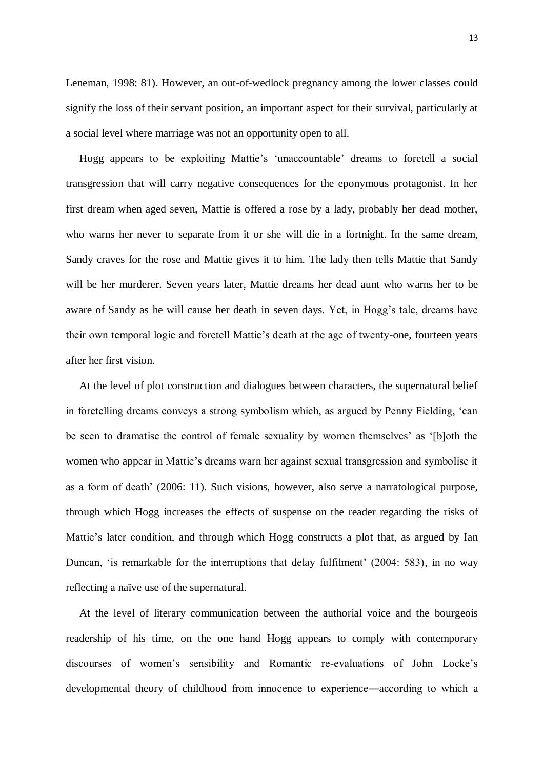Leneman, 1998: 81). However, an out-of-wedlock pregnancy among the lower classes could signify the loss of their servant position, an important aspect for their survival, particularly at a social level where marriage was not an opportunity open to all.

Hogg appears to be exploiting Mattie's 'unaccountable' dreams to foretell a social transgression that will carry negative consequences for the eponymous protagonist. In her first dream when aged seven, Mattie is offered a rose by a lady, probably her dead mother, who warns her never to separate from it or she will die in a fortnight. In the same dream, Sandy craves for the rose and Mattie gives it to him. The lady then tells Mattie that Sandy will be her murderer. Seven years later, Mattie dreams her dead aunt who warns her to be aware of Sandy as he will cause her death in seven days. Yet, in Hogg's tale, dreams have their own temporal logic and foretell Mattie's death at the age of twenty-one, fourteen years after her first vision.

At the level of plot construction and dialogues between characters, the supernatural belief in foretelling dreams conveys a strong symbolism which, as argued by Penny Fielding, 'can be seen to dramatise the control of female sexuality by women themselves' as '[b]oth the women who appear in Mattie's dreams warn her against sexual transgression and symbolise it as a form of death' (2006: 11). Such visions, however, also serve a narratological purpose, through which Hogg increases the effects of suspense on the reader regarding the risks of Mattie's later condition, and through which Hogg constructs a plot that, as argued by Ian Duncan, 'is remarkable for the interruptions that delay fulfilment' (2004: 583), in no way reflecting a naïve use of the supernatural.

At the level of literary communication between the authorial voice and the bourgeois readership of his time, on the one hand Hogg appears to comply with contemporary discourses of women's sensibility and Romantic re-evaluations of John Locke's developmental theory of childhood from innocence to experience—according to which a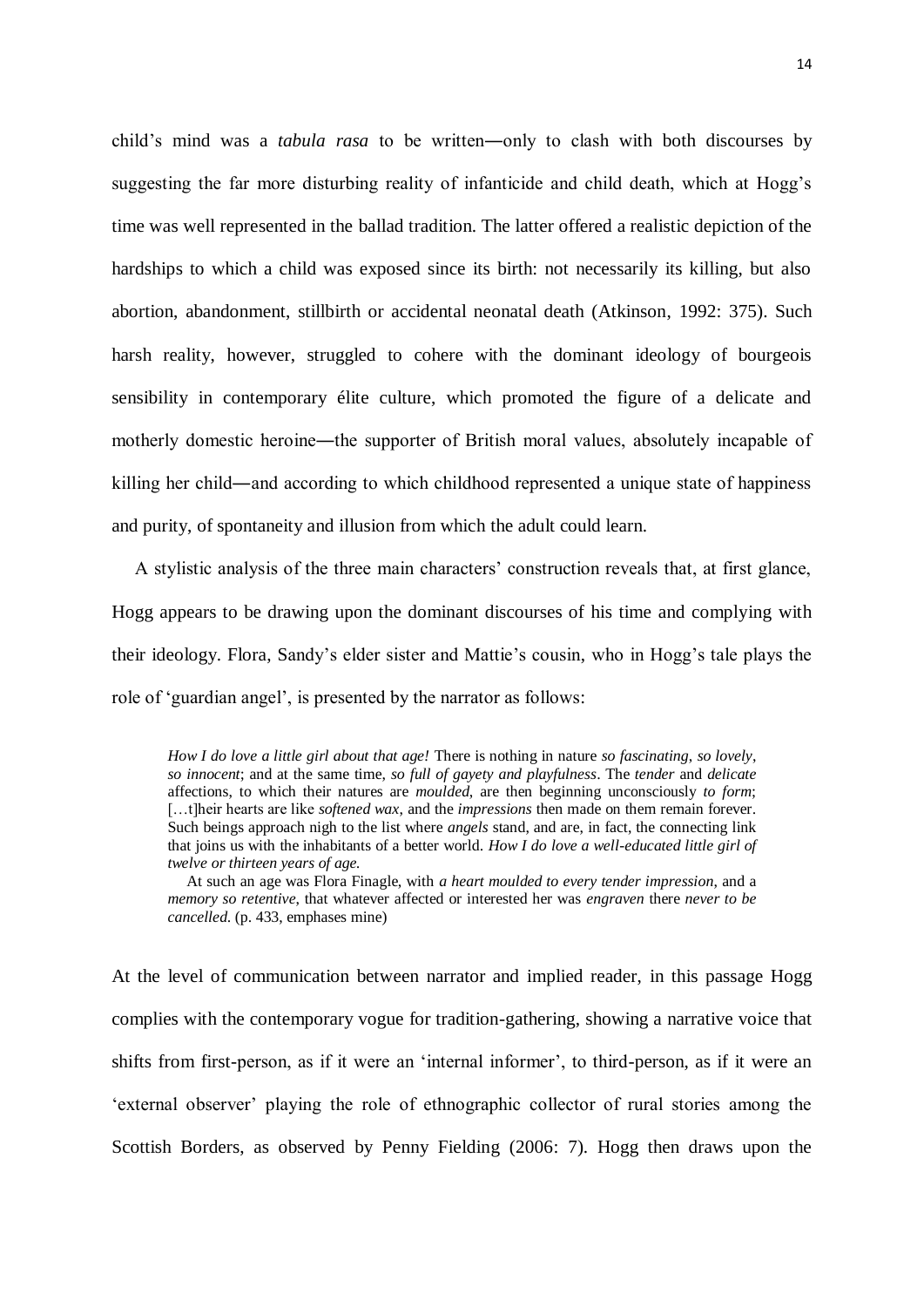child's mind was a *tabula rasa* to be written—only to clash with both discourses by suggesting the far more disturbing reality of infanticide and child death, which at Hogg's time was well represented in the ballad tradition. The latter offered a realistic depiction of the hardships to which a child was exposed since its birth: not necessarily its killing, but also abortion, abandonment, stillbirth or accidental neonatal death (Atkinson, 1992: 375). Such harsh reality, however, struggled to cohere with the dominant ideology of bourgeois sensibility in contemporary élite culture, which promoted the figure of a delicate and motherly domestic heroine—the supporter of British moral values, absolutely incapable of killing her child—and according to which childhood represented a unique state of happiness and purity, of spontaneity and illusion from which the adult could learn.

A stylistic analysis of the three main characters' construction reveals that, at first glance, Hogg appears to be drawing upon the dominant discourses of his time and complying with their ideology. Flora, Sandy's elder sister and Mattie's cousin, who in Hogg's tale plays the role of 'guardian angel', is presented by the narrator as follows:

> *How I do love a little girl about that age!* There is nothing in nature *so fascinating*, *so lovely*, *so innocent*; and at the same time, *so full of gayety and playfulness*. The *tender* and *delicate* affections, to which their natures are *moulded*, are then beginning unconsciously *to form*; […t]heir hearts are like *softened wax*, and the *impressions* then made on them remain forever. Such beings approach nigh to the list where *angels* stand, and are, in fact, the connecting link that joins us with the inhabitants of a better world. *How I do love a well-educated little girl of twelve or thirteen years of age.*
>
> At such an age was Flora Finagle, with *a heart moulded to every tender impression*, and a *memory so retentive*, that whatever affected or interested her was *engraven* there *never to be cancelled*. (p. 433, emphases mine)

At the level of communication between narrator and implied reader, in this passage Hogg complies with the contemporary vogue for tradition-gathering, showing a narrative voice that shifts from first-person, as if it were an 'internal informer', to third-person, as if it were an 'external observer' playing the role of ethnographic collector of rural stories among the Scottish Borders, as observed by Penny Fielding (2006: 7). Hogg then draws upon the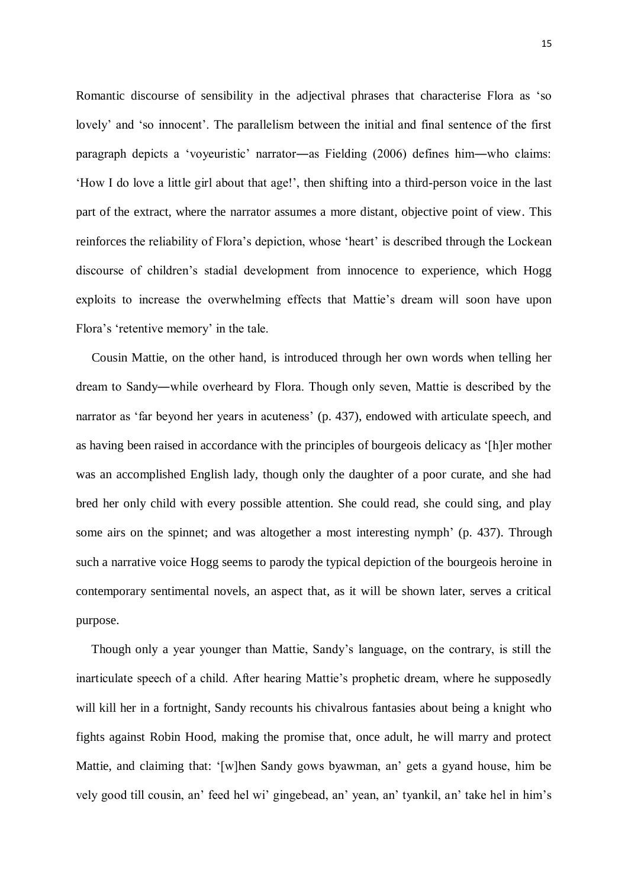Romantic discourse of sensibility in the adjectival phrases that characterise Flora as 'so lovely' and 'so innocent'. The parallelism between the initial and final sentence of the first paragraph depicts a 'voyeuristic' narrator—as Fielding (2006) defines him—who claims: 'How I do love a little girl about that age!', then shifting into a third-person voice in the last part of the extract, where the narrator assumes a more distant, objective point of view. This reinforces the reliability of Flora's depiction, whose 'heart' is described through the Lockean discourse of children's stadial development from innocence to experience, which Hogg exploits to increase the overwhelming effects that Mattie's dream will soon have upon Flora's 'retentive memory' in the tale.

Cousin Mattie, on the other hand, is introduced through her own words when telling her dream to Sandy—while overheard by Flora. Though only seven, Mattie is described by the narrator as 'far beyond her years in acuteness' (p. 437), endowed with articulate speech, and as having been raised in accordance with the principles of bourgeois delicacy as '[h]er mother was an accomplished English lady, though only the daughter of a poor curate, and she had bred her only child with every possible attention. She could read, she could sing, and play some airs on the spinnet; and was altogether a most interesting nymph' (p. 437). Through such a narrative voice Hogg seems to parody the typical depiction of the bourgeois heroine in contemporary sentimental novels, an aspect that, as it will be shown later, serves a critical purpose.

Though only a year younger than Mattie, Sandy's language, on the contrary, is still the inarticulate speech of a child. After hearing Mattie's prophetic dream, where he supposedly will kill her in a fortnight, Sandy recounts his chivalrous fantasies about being a knight who fights against Robin Hood, making the promise that, once adult, he will marry and protect Mattie, and claiming that: '[w]hen Sandy gows byawman, an' gets a gyand house, him be vely good till cousin, an' feed hel wi' gingebead, an' yean, an' tyankil, an' take hel in him's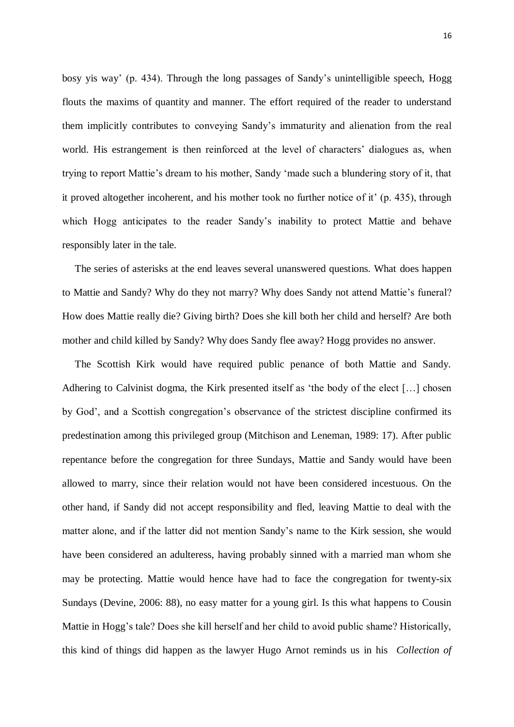bosy yis way' (p. 434). Through the long passages of Sandy's unintelligible speech, Hogg flouts the maxims of quantity and manner. The effort required of the reader to understand them implicitly contributes to conveying Sandy's immaturity and alienation from the real world. His estrangement is then reinforced at the level of characters' dialogues as, when trying to report Mattie's dream to his mother, Sandy 'made such a blundering story of it, that it proved altogether incoherent, and his mother took no further notice of it' (p. 435), through which Hogg anticipates to the reader Sandy's inability to protect Mattie and behave responsibly later in the tale.

The series of asterisks at the end leaves several unanswered questions. What does happen to Mattie and Sandy? Why do they not marry? Why does Sandy not attend Mattie's funeral? How does Mattie really die? Giving birth? Does she kill both her child and herself? Are both mother and child killed by Sandy? Why does Sandy flee away? Hogg provides no answer.

The Scottish Kirk would have required public penance of both Mattie and Sandy. Adhering to Calvinist dogma, the Kirk presented itself as 'the body of the elect […] chosen by God', and a Scottish congregation's observance of the strictest discipline confirmed its predestination among this privileged group (Mitchison and Leneman, 1989: 17). After public repentance before the congregation for three Sundays, Mattie and Sandy would have been allowed to marry, since their relation would not have been considered incestuous. On the other hand, if Sandy did not accept responsibility and fled, leaving Mattie to deal with the matter alone, and if the latter did not mention Sandy's name to the Kirk session, she would have been considered an adulteress, having probably sinned with a married man whom she may be protecting. Mattie would hence have had to face the congregation for twenty-six Sundays (Devine, 2006: 88), no easy matter for a young girl. Is this what happens to Cousin Mattie in Hogg's tale? Does she kill herself and her child to avoid public shame? Historically, this kind of things did happen as the lawyer Hugo Arnot reminds us in his *Collection of*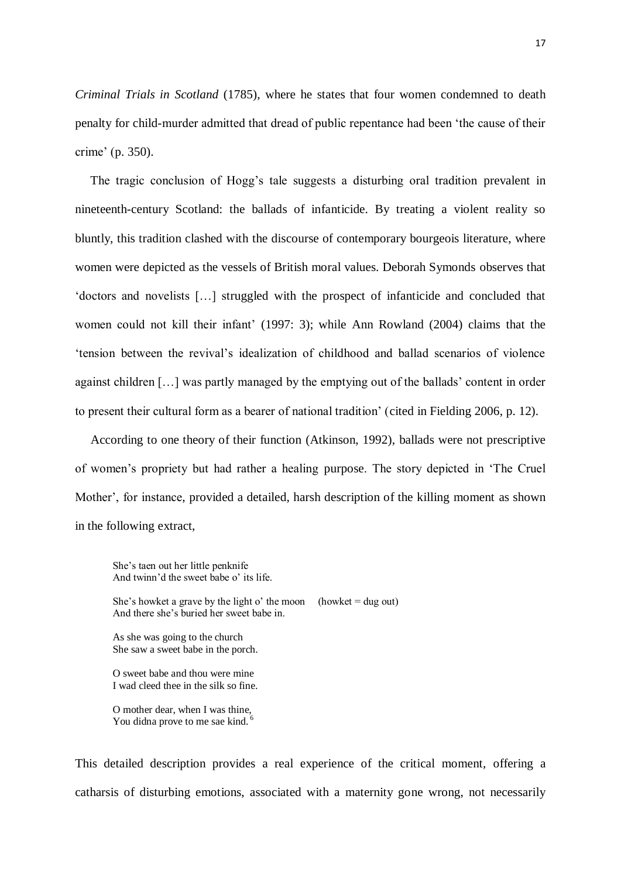*Criminal Trials in Scotland* (1785), where he states that four women condemned to death penalty for child-murder admitted that dread of public repentance had been 'the cause of their crime' (p. 350).

The tragic conclusion of Hogg's tale suggests a disturbing oral tradition prevalent in nineteenth-century Scotland: the ballads of infanticide. By treating a violent reality so bluntly, this tradition clashed with the discourse of contemporary bourgeois literature, where women were depicted as the vessels of British moral values. Deborah Symonds observes that 'doctors and novelists […] struggled with the prospect of infanticide and concluded that women could not kill their infant' (1997: 3); while Ann Rowland (2004) claims that the 'tension between the revival's idealization of childhood and ballad scenarios of violence against children […] was partly managed by the emptying out of the ballads' content in order to present their cultural form as a bearer of national tradition' (cited in Fielding 2006, p. 12).

According to one theory of their function (Atkinson, 1992), ballads were not prescriptive of women's propriety but had rather a healing purpose. The story depicted in 'The Cruel Mother', for instance, provided a detailed, harsh description of the killing moment as shown in the following extract,

> She's taen out her little penknife
> And twinn'd the sweet babe o' its life.
>
> She's howket a grave by the light o' the moon (howket = dug out)
> And there she's buried her sweet babe in.
>
> As she was going to the church
> She saw a sweet babe in the porch.
>
> O sweet babe and thou were mine
> I wad cleed thee in the silk so fine.
>
> O mother dear, when I was thine,
> You didna prove to me sae kind.[6]

This detailed description provides a real experience of the critical moment, offering a catharsis of disturbing emotions, associated with a maternity gone wrong, not necessarily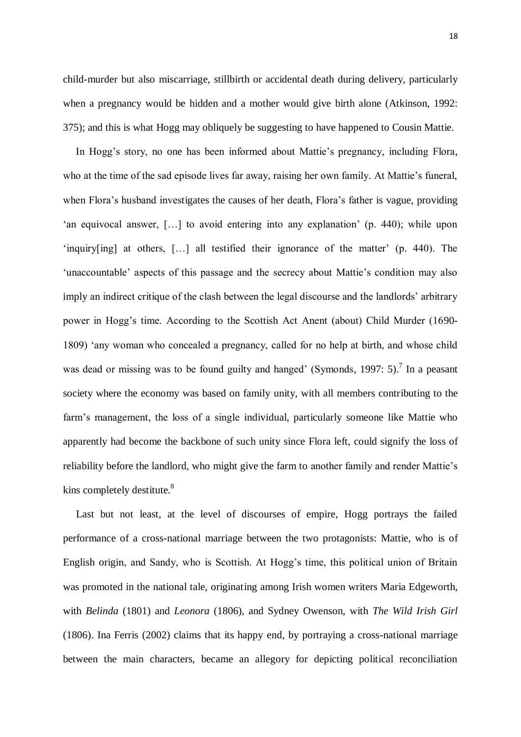child-murder but also miscarriage, stillbirth or accidental death during delivery, particularly when a pregnancy would be hidden and a mother would give birth alone (Atkinson, 1992: 375); and this is what Hogg may obliquely be suggesting to have happened to Cousin Mattie.

In Hogg's story, no one has been informed about Mattie's pregnancy, including Flora, who at the time of the sad episode lives far away, raising her own family. At Mattie's funeral, when Flora's husband investigates the causes of her death, Flora's father is vague, providing 'an equivocal answer, […] to avoid entering into any explanation' (p. 440); while upon 'inquiry[ing] at others, […] all testified their ignorance of the matter' (p. 440). The 'unaccountable' aspects of this passage and the secrecy about Mattie's condition may also imply an indirect critique of the clash between the legal discourse and the landlords' arbitrary power in Hogg's time. According to the Scottish Act Anent (about) Child Murder (1690-1809) 'any woman who concealed a pregnancy, called for no help at birth, and whose child was dead or missing was to be found guilty and hanged' (Symonds, 1997: 5).[7] In a peasant society where the economy was based on family unity, with all members contributing to the farm's management, the loss of a single individual, particularly someone like Mattie who apparently had become the backbone of such unity since Flora left, could signify the loss of reliability before the landlord, who might give the farm to another family and render Mattie's kins completely destitute.[8]

Last but not least, at the level of discourses of empire, Hogg portrays the failed performance of a cross-national marriage between the two protagonists: Mattie, who is of English origin, and Sandy, who is Scottish. At Hogg's time, this political union of Britain was promoted in the national tale, originating among Irish women writers Maria Edgeworth, with *Belinda* (1801) and *Leonora* (1806), and Sydney Owenson, with *The Wild Irish Girl* (1806). Ina Ferris (2002) claims that its happy end, by portraying a cross-national marriage between the main characters, became an allegory for depicting political reconciliation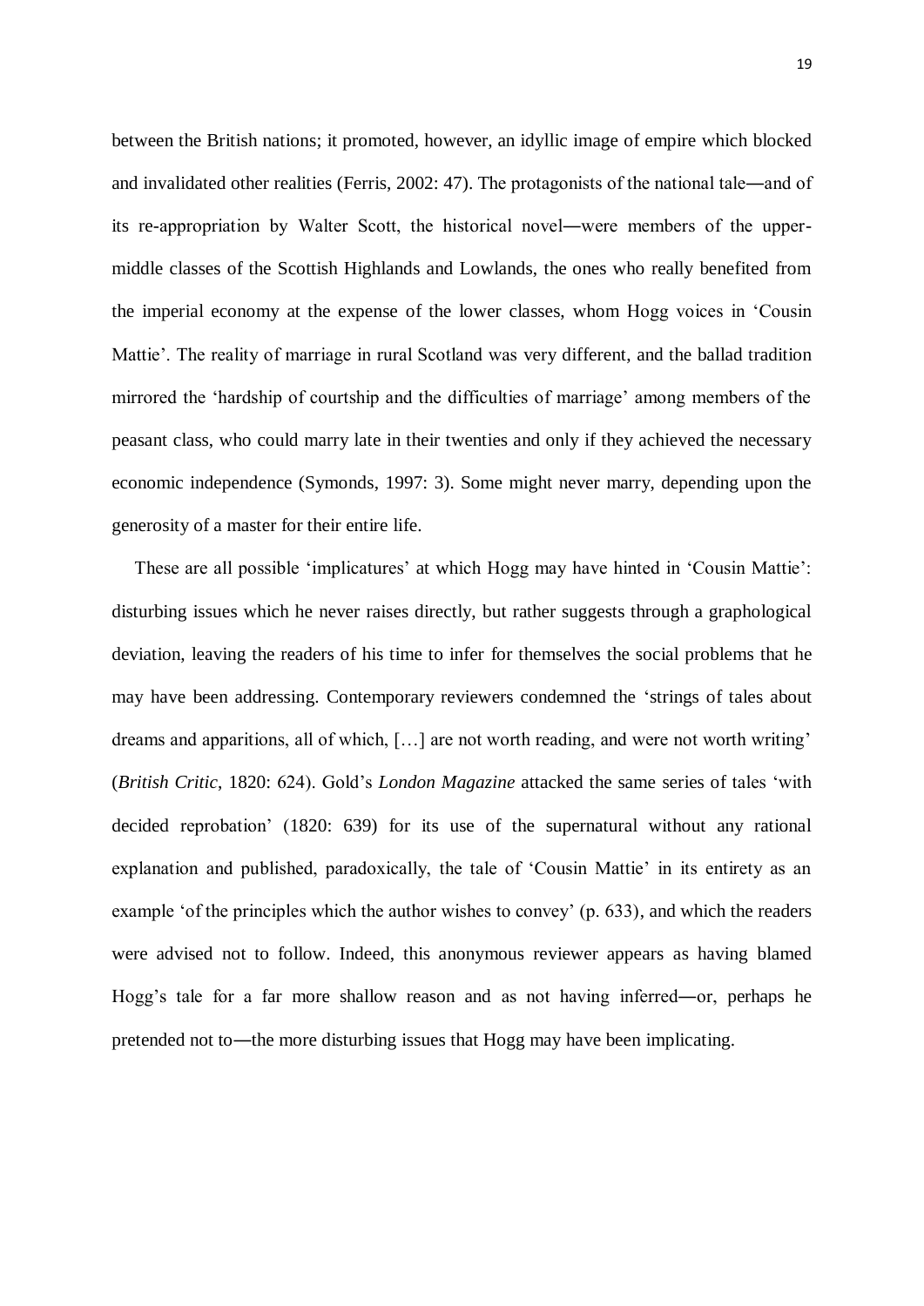between the British nations; it promoted, however, an idyllic image of empire which blocked and invalidated other realities (Ferris, 2002: 47). The protagonists of the national tale—and of its re-appropriation by Walter Scott, the historical novel—were members of the upper-middle classes of the Scottish Highlands and Lowlands, the ones who really benefited from the imperial economy at the expense of the lower classes, whom Hogg voices in 'Cousin Mattie'. The reality of marriage in rural Scotland was very different, and the ballad tradition mirrored the 'hardship of courtship and the difficulties of marriage' among members of the peasant class, who could marry late in their twenties and only if they achieved the necessary economic independence (Symonds, 1997: 3). Some might never marry, depending upon the generosity of a master for their entire life.

These are all possible 'implicatures' at which Hogg may have hinted in 'Cousin Mattie': disturbing issues which he never raises directly, but rather suggests through a graphological deviation, leaving the readers of his time to infer for themselves the social problems that he may have been addressing. Contemporary reviewers condemned the 'strings of tales about dreams and apparitions, all of which, […] are not worth reading, and were not worth writing' (*British Critic*, 1820: 624). Gold's *London Magazine* attacked the same series of tales 'with decided reprobation' (1820: 639) for its use of the supernatural without any rational explanation and published, paradoxically, the tale of 'Cousin Mattie' in its entirety as an example 'of the principles which the author wishes to convey' (p. 633), and which the readers were advised not to follow. Indeed, this anonymous reviewer appears as having blamed Hogg's tale for a far more shallow reason and as not having inferred—or, perhaps he pretended not to—the more disturbing issues that Hogg may have been implicating.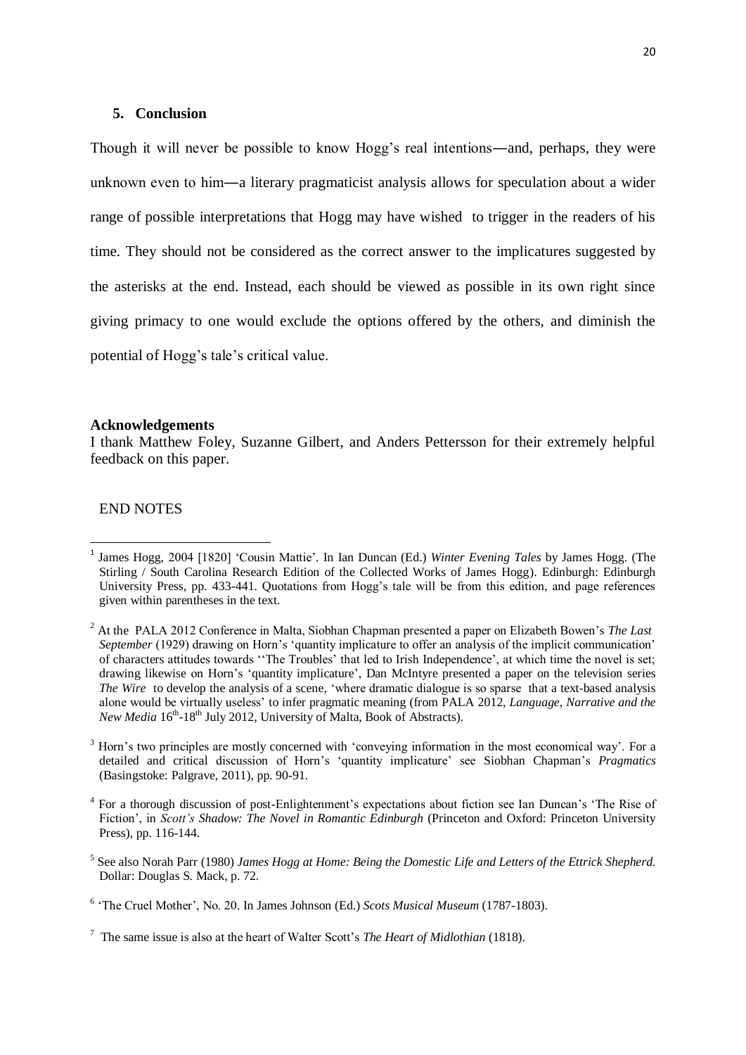## 5. Conclusion

Though it will never be possible to know Hogg's real intentions—and, perhaps, they were unknown even to him—a literary pragmaticist analysis allows for speculation about a wider range of possible interpretations that Hogg may have wished to trigger in the readers of his time. They should not be considered as the correct answer to the implicatures suggested by the asterisks at the end. Instead, each should be viewed as possible in its own right since giving primacy to one would exclude the options offered by the others, and diminish the potential of Hogg's tale's critical value.

**Acknowledgements**

I thank Matthew Foley, Suzanne Gilbert, and Anders Pettersson for their extremely helpful feedback on this paper.

END NOTES

[1] James Hogg, 2004 [1820] 'Cousin Mattie'. In Ian Duncan (Ed.) *Winter Evening Tales* by James Hogg. (The Stirling / South Carolina Research Edition of the Collected Works of James Hogg). Edinburgh: Edinburgh University Press, pp. 433-441. Quotations from Hogg's tale will be from this edition, and page references given within parentheses in the text.

[2] At the PALA 2012 Conference in Malta, Siobhan Chapman presented a paper on Elizabeth Bowen's *The Last September* (1929) drawing on Horn's 'quantity implicature to offer an analysis of the implicit communication' of characters attitudes towards ''The Troubles' that led to Irish Independence', at which time the novel is set; drawing likewise on Horn's 'quantity implicature', Dan McIntyre presented a paper on the television series *The Wire* to develop the analysis of a scene, 'where dramatic dialogue is so sparse that a text-based analysis alone would be virtually useless' to infer pragmatic meaning (from PALA 2012, *Language, Narrative and the New Media* 16th-18th July 2012, University of Malta, Book of Abstracts).

[3] Horn's two principles are mostly concerned with 'conveying information in the most economical way'. For a detailed and critical discussion of Horn's 'quantity implicature' see Siobhan Chapman's *Pragmatics* (Basingstoke: Palgrave, 2011), pp. 90-91.

[4] For a thorough discussion of post-Enlightenment's expectations about fiction see Ian Duncan's 'The Rise of Fiction', in *Scott's Shadow: The Novel in Romantic Edinburgh* (Princeton and Oxford: Princeton University Press), pp. 116-144.

[5] See also Norah Parr (1980) *James Hogg at Home: Being the Domestic Life and Letters of the Ettrick Shepherd*. Dollar: Douglas S. Mack, p. 72.

[6] 'The Cruel Mother', No. 20. In James Johnson (Ed.) *Scots Musical Museum* (1787-1803).

[7] The same issue is also at the heart of Walter Scott's *The Heart of Midlothian* (1818).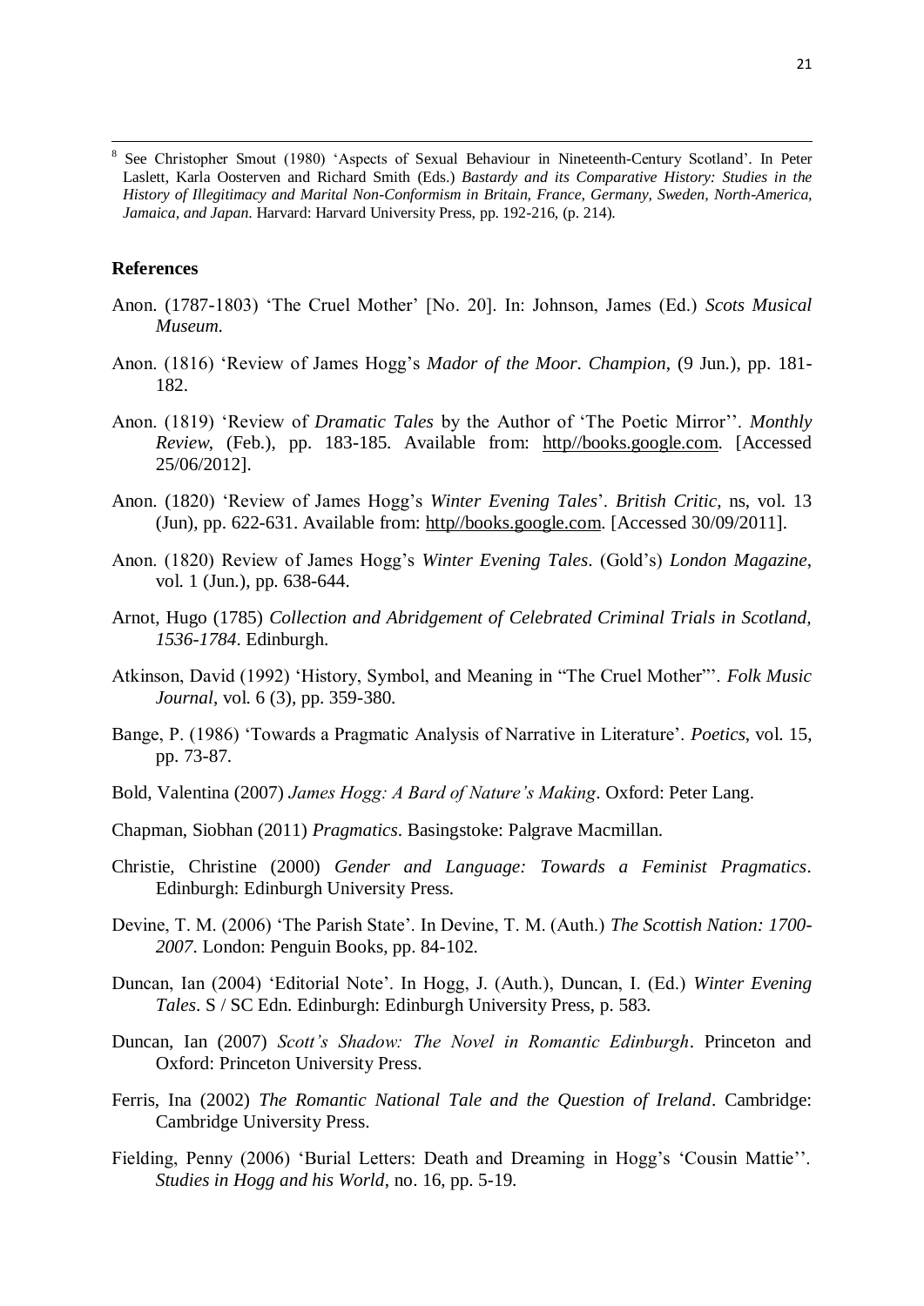[8] See Christopher Smout (1980) 'Aspects of Sexual Behaviour in Nineteenth-Century Scotland'. In Peter Laslett, Karla Oosterven and Richard Smith (Eds.) *Bastardy and its Comparative History: Studies in the History of Illegitimacy and Marital Non-Conformism in Britain, France, Germany, Sweden, North-America, Jamaica, and Japan*. Harvard: Harvard University Press, pp. 192-216, (p. 214).

**References**

Anon. (1787-1803) 'The Cruel Mother' [No. 20]. In: Johnson, James (Ed.) *Scots Musical Museum*.

Anon. (1816) 'Review of James Hogg's *Mador of the Moor*. *Champion*, (9 Jun.), pp. 181-182.

Anon. (1819) 'Review of *Dramatic Tales* by the Author of 'The Poetic Mirror''. *Monthly Review*, (Feb.), pp. 183-185. Available from: http//books.google.com. [Accessed 25/06/2012].

Anon. (1820) 'Review of James Hogg's *Winter Evening Tales*'. *British Critic*, ns, vol. 13 (Jun), pp. 622-631. Available from: http//books.google.com. [Accessed 30/09/2011].

Anon. (1820) Review of James Hogg's *Winter Evening Tales*. (Gold's) *London Magazine*, vol. 1 (Jun.), pp. 638-644.

Arnot, Hugo (1785) *Collection and Abridgement of Celebrated Criminal Trials in Scotland, 1536-1784*. Edinburgh.

Atkinson, David (1992) 'History, Symbol, and Meaning in "The Cruel Mother"'. *Folk Music Journal*, vol. 6 (3), pp. 359-380.

Bange, P. (1986) 'Towards a Pragmatic Analysis of Narrative in Literature'. *Poetics*, vol. 15, pp. 73-87.

Bold, Valentina (2007) *James Hogg: A Bard of Nature's Making*. Oxford: Peter Lang.

Chapman, Siobhan (2011) *Pragmatics*. Basingstoke: Palgrave Macmillan.

Christie, Christine (2000) *Gender and Language: Towards a Feminist Pragmatics*. Edinburgh: Edinburgh University Press.

Devine, T. M. (2006) 'The Parish State'. In Devine, T. M. (Auth.) *The Scottish Nation: 1700-2007*. London: Penguin Books, pp. 84-102.

Duncan, Ian (2004) 'Editorial Note'. In Hogg, J. (Auth.), Duncan, I. (Ed.) *Winter Evening Tales*. S / SC Edn. Edinburgh: Edinburgh University Press, p. 583.

Duncan, Ian (2007) *Scott's Shadow: The Novel in Romantic Edinburgh*. Princeton and Oxford: Princeton University Press.

Ferris, Ina (2002) *The Romantic National Tale and the Question of Ireland*. Cambridge: Cambridge University Press.

Fielding, Penny (2006) 'Burial Letters: Death and Dreaming in Hogg's 'Cousin Mattie''. *Studies in Hogg and his World*, no. 16, pp. 5-19.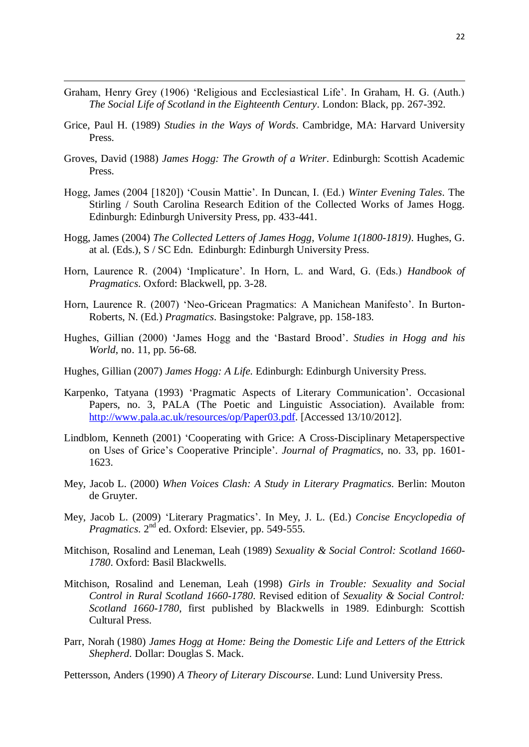Graham, Henry Grey (1906) 'Religious and Ecclesiastical Life'. In Graham, H. G. (Auth.) *The Social Life of Scotland in the Eighteenth Century*. London: Black, pp. 267-392.

Grice, Paul H. (1989) *Studies in the Ways of Words*. Cambridge, MA: Harvard University Press.

Groves, David (1988) *James Hogg: The Growth of a Writer*. Edinburgh: Scottish Academic Press.

Hogg, James (2004 [1820]) 'Cousin Mattie'. In Duncan, I. (Ed.) *Winter Evening Tales*. The Stirling / South Carolina Research Edition of the Collected Works of James Hogg. Edinburgh: Edinburgh University Press, pp. 433-441.

Hogg, James (2004) *The Collected Letters of James Hogg, Volume 1(1800-1819)*. Hughes, G. at al. (Eds.), S / SC Edn. Edinburgh: Edinburgh University Press.

Horn, Laurence R. (2004) 'Implicature'. In Horn, L. and Ward, G. (Eds.) *Handbook of Pragmatics*. Oxford: Blackwell, pp. 3-28.

Horn, Laurence R. (2007) 'Neo-Gricean Pragmatics: A Manichean Manifesto'. In Burton-Roberts, N. (Ed.) *Pragmatics*. Basingstoke: Palgrave, pp. 158-183.

Hughes, Gillian (2000) 'James Hogg and the 'Bastard Brood'. *Studies in Hogg and his World*, no. 11, pp. 56-68.

Hughes, Gillian (2007) *James Hogg: A Life.* Edinburgh: Edinburgh University Press.

Karpenko, Tatyana (1993) 'Pragmatic Aspects of Literary Communication'. Occasional Papers, no. 3, PALA (The Poetic and Linguistic Association). Available from: http://www.pala.ac.uk/resources/op/Paper03.pdf. [Accessed 13/10/2012].

Lindblom, Kenneth (2001) 'Cooperating with Grice: A Cross-Disciplinary Metaperspective on Uses of Grice's Cooperative Principle'. *Journal of Pragmatics*, no. 33, pp. 1601-1623.

Mey, Jacob L. (2000) *When Voices Clash: A Study in Literary Pragmatics*. Berlin: Mouton de Gruyter.

Mey, Jacob L. (2009) 'Literary Pragmatics'. In Mey, J. L. (Ed.) *Concise Encyclopedia of Pragmatics*. 2nd ed. Oxford: Elsevier, pp. 549-555.

Mitchison, Rosalind and Leneman, Leah (1989) *Sexuality & Social Control: Scotland 1660-1780*. Oxford: Basil Blackwells.

Mitchison, Rosalind and Leneman, Leah (1998) *Girls in Trouble: Sexuality and Social Control in Rural Scotland 1660-1780*. Revised edition of *Sexuality & Social Control: Scotland 1660-1780*, first published by Blackwells in 1989. Edinburgh: Scottish Cultural Press.

Parr, Norah (1980) *James Hogg at Home: Being the Domestic Life and Letters of the Ettrick Shepherd*. Dollar: Douglas S. Mack.

Pettersson, Anders (1990) *A Theory of Literary Discourse*. Lund: Lund University Press.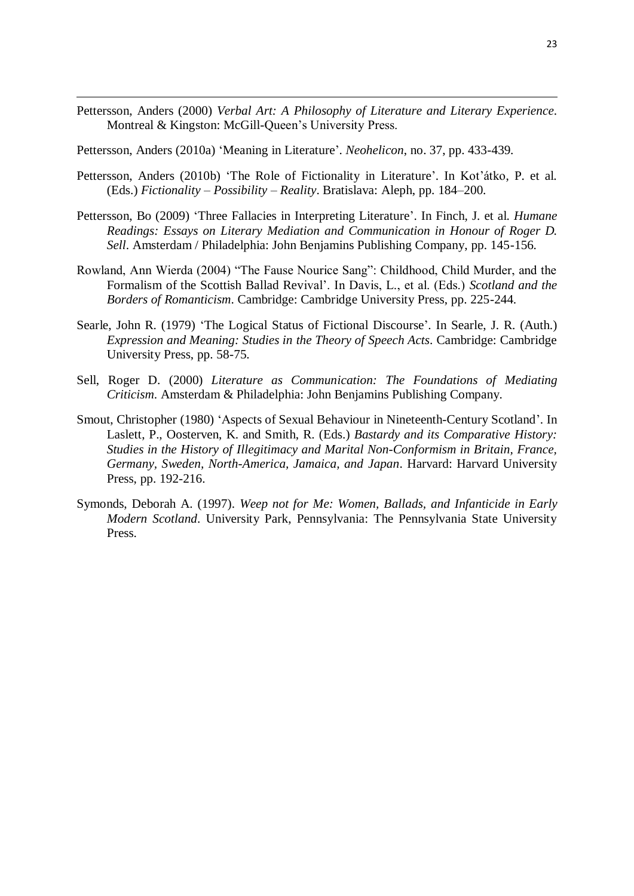Pettersson, Anders (2000) *Verbal Art: A Philosophy of Literature and Literary Experience*. Montreal & Kingston: McGill-Queen's University Press.

Pettersson, Anders (2010a) 'Meaning in Literature'. *Neohelicon*, no. 37, pp. 433-439.

Pettersson, Anders (2010b) 'The Role of Fictionality in Literature'. In Kot'átko, P. et al. (Eds.) *Fictionality – Possibility – Reality*. Bratislava: Aleph, pp. 184–200.

Pettersson, Bo (2009) 'Three Fallacies in Interpreting Literature'. In Finch, J. et al. *Humane Readings: Essays on Literary Mediation and Communication in Honour of Roger D. Sell*. Amsterdam / Philadelphia: John Benjamins Publishing Company, pp. 145-156.

Rowland, Ann Wierda (2004) "The Fause Nourice Sang": Childhood, Child Murder, and the Formalism of the Scottish Ballad Revival'. In Davis, L., et al. (Eds.) *Scotland and the Borders of Romanticism*. Cambridge: Cambridge University Press, pp. 225-244.

Searle, John R. (1979) 'The Logical Status of Fictional Discourse'. In Searle, J. R. (Auth.) *Expression and Meaning: Studies in the Theory of Speech Acts*. Cambridge: Cambridge University Press, pp. 58-75.

Sell, Roger D. (2000) *Literature as Communication: The Foundations of Mediating Criticism*. Amsterdam & Philadelphia: John Benjamins Publishing Company.

Smout, Christopher (1980) 'Aspects of Sexual Behaviour in Nineteenth-Century Scotland'. In Laslett, P., Oosterven, K. and Smith, R. (Eds.) *Bastardy and its Comparative History: Studies in the History of Illegitimacy and Marital Non-Conformism in Britain, France, Germany, Sweden, North-America, Jamaica, and Japan*. Harvard: Harvard University Press, pp. 192-216.

Symonds, Deborah A. (1997). *Weep not for Me: Women, Ballads, and Infanticide in Early Modern Scotland*. University Park, Pennsylvania: The Pennsylvania State University Press.